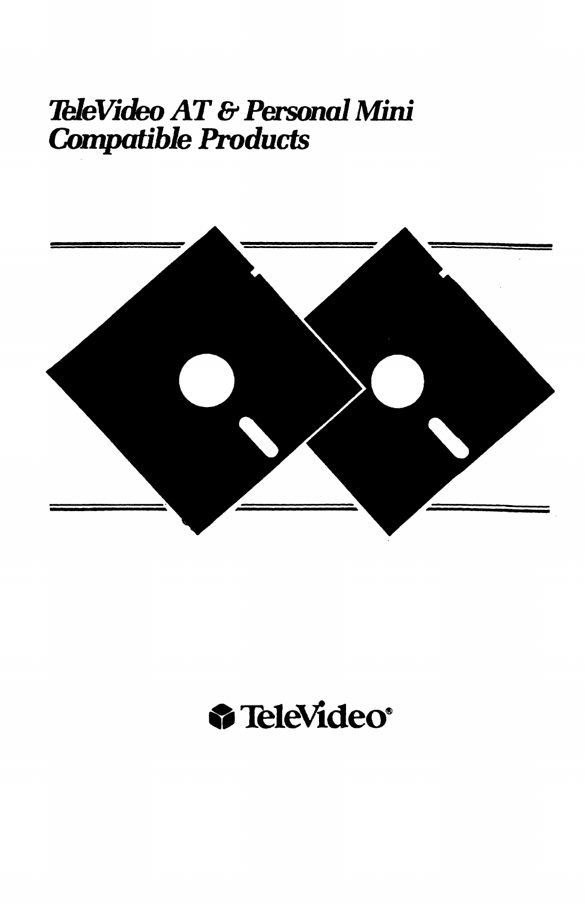# *TeleVideo AT & Personal Mini Compatible Products*

TeleVideo®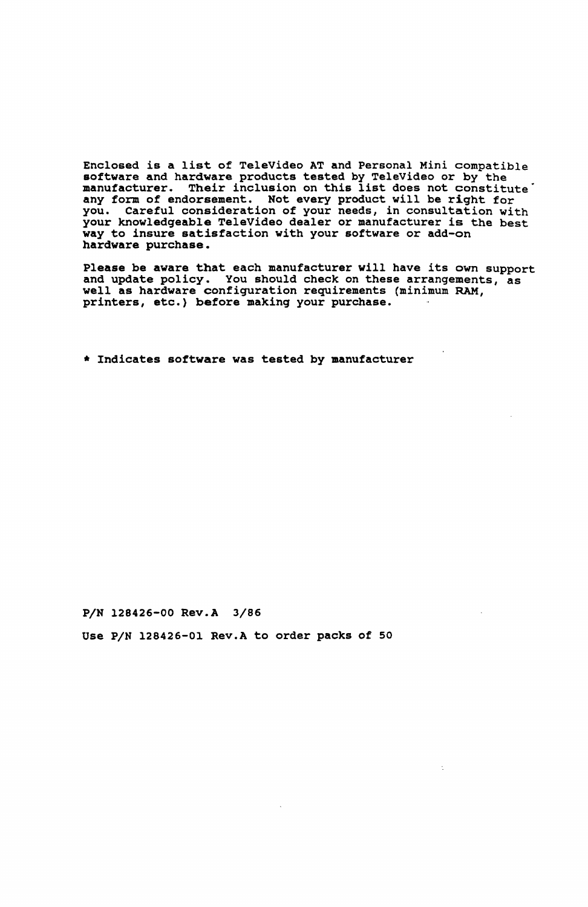Enclosed is a list of TeleVideo AT and Personal Mini compatible software and hardware products tested by TeleVideo or by the manufacturer. Their inclusion on this list does not constitute any form of endorsement. Not every product will be right for you. Careful consideration of your needs, in consultation with your knowledgeable TeleVideo dealer or manufacturer is the best way to insure satisfaction with your software or add-on hardware purchase.

Please be aware that each manufacturer will have its own support and update policy. You should check on these arrangements, as well as hardware configuration requirements (minimum RAM, printers, etc.) before making your purchase.

* Indicates software was tested by manufacturer

P/N 128426-00 Rev.A 3/86

Use P/N 128426-01 Rev.A to order packs of 50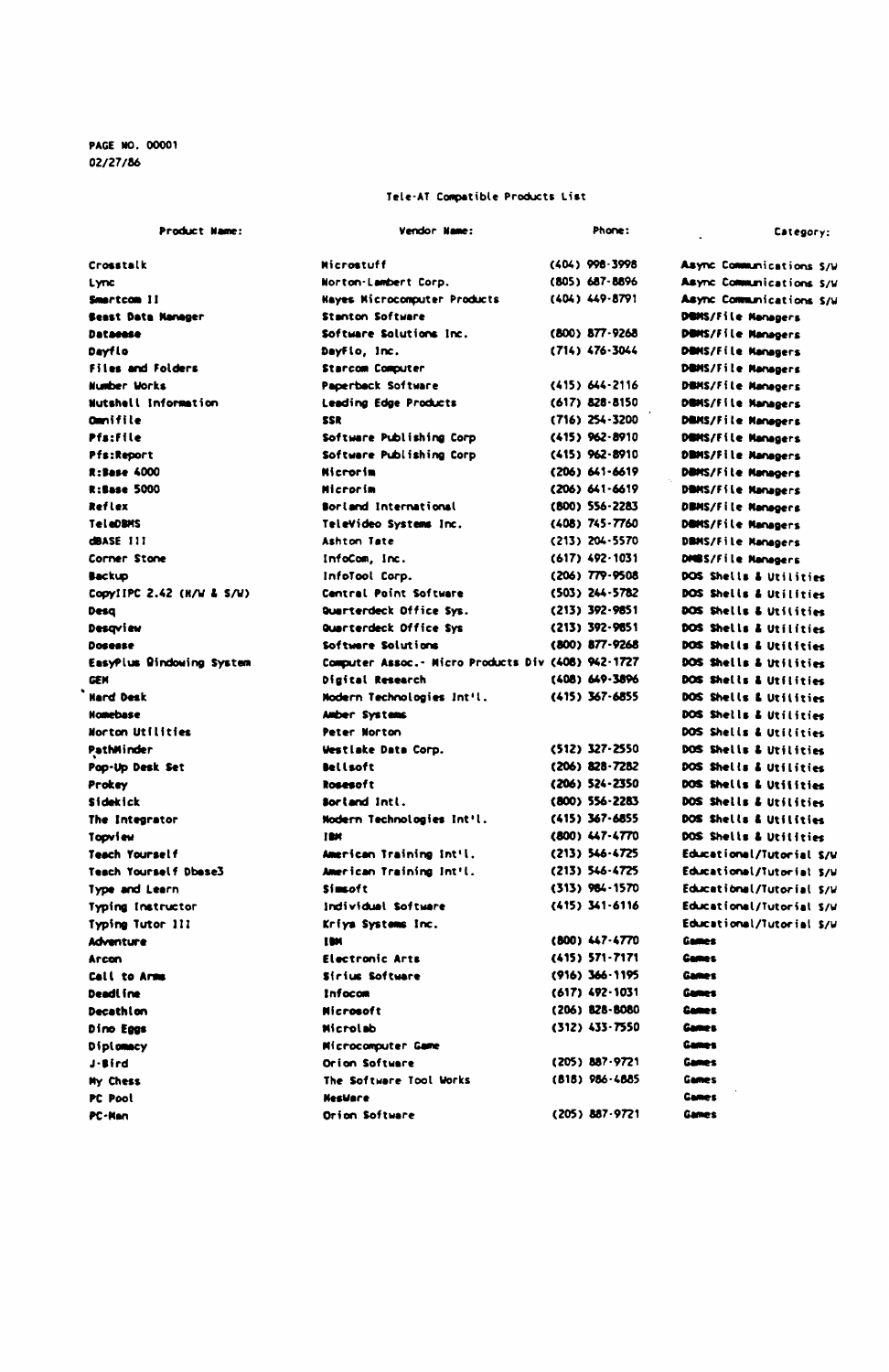PAGE NO. 00001
02/27/86

# Tele-AT Compatible Products List

| Product Name: | Vendor Name: | Phone: | Category: |
|---|---|---|---|
| Crosstalk | Microstuff | (404) 998-3998 | Async Communications S/W |
| Lync | Norton-Lambert Corp. | (805) 687-8896 | Async Communications S/W |
| Smartcom II | Hayes Microcomputer Products | (404) 449-8791 | Async Communications S/W |
| Beast Data Manager | Stanton Software | | DBMS/File Managers |
| Dataease | Software Solutions Inc. | (800) 877-9268 | DBMS/File Managers |
| Dayflo | DayFlo, Inc. | (714) 476-3044 | DBMS/File Managers |
| Files and Folders | Starcom Computer | | DBMS/File Managers |
| Number Works | Paperback Software | (415) 644-2116 | DBMS/File Managers |
| Nutshell Information | Leading Edge Products | (617) 828-8150 | DBMS/File Managers |
| Omnifile | SSR | (716) 254-3200 | DBMS/File Managers |
| Pfs:File | Software Publishing Corp | (415) 962-8910 | DBMS/File Managers |
| Pfs:Report | Software Publishing Corp | (415) 962-8910 | DBMS/File Managers |
| R:Base 4000 | Microrim | (206) 641-6619 | DBMS/File Managers |
| R:Base 5000 | Microrim | (206) 641-6619 | DBMS/File Managers |
| Reflex | Borland International | (800) 556-2283 | DBMS/File Managers |
| TeleDBMS | TeleVideo Systems Inc. | (408) 745-7760 | DBMS/File Managers |
| dBASE III | Ashton Tate | (213) 204-5570 | DBMS/File Managers |
| Corner Stone | InfoCom, Inc. | (617) 492-1031 | DMBS/File Managers |
| Backup | InfoTool Corp. | (206) 779-9508 | DOS Shells & Utilities |
| CopyIIPC 2.42 (H/W & S/W) | Central Point Software | (503) 244-5782 | DOS Shells & Utilities |
| Desq | Quarterdeck Office Sys. | (213) 392-9851 | DOS Shells & Utilities |
| Desqview | Quarterdeck Office Sys | (213) 392-9851 | DOS Shells & Utilities |
| Dosease | Software Solutions | (800) 877-9268 | DOS Shells & Utilities |
| EasyPlus Windowing System | Computer Assoc.- Micro Products Div | (408) 942-1727 | DOS Shells & Utilities |
| GEM | Digital Research | (408) 649-3896 | DOS Shells & Utilities |
| Hard Desk | Modern Technologies Int'l. | (415) 367-6855 | DOS Shells & Utilities |
| Homebase | Amber Systems | | DOS Shells & Utilities |
| Norton Utilities | Peter Norton | | DOS Shells & Utilities |
| PathMinder | Westlake Data Corp. | (512) 327-2550 | DOS Shells & Utilities |
| Pop-Up Desk Set | Bellsoft | (206) 828-7282 | DOS Shells & Utilities |
| Prokey | Rosesoft | (206) 524-2350 | DOS Shells & Utilities |
| Sidekick | Borland Intl. | (800) 556-2283 | DOS Shells & Utilities |
| The Integrator | Modern Technologies Int'l. | (415) 367-6855 | DOS Shells & Utilities |
| Topview | IBM | (800) 447-4770 | DOS Shells & Utilities |
| Teach Yourself | American Training Int'l. | (213) 546-4725 | Educational/Tutorial S/W |
| Teach Yourself Dbase3 | American Training Int'l. | (213) 546-4725 | Educational/Tutorial S/W |
| Type and Learn | Simsoft | (313) 984-1570 | Educational/Tutorial S/W |
| Typing Instructor | Individual Software | (415) 341-6116 | Educational/Tutorial S/W |
| Typing Tutor III | Kriya Systems Inc. | | Educational/Tutorial S/W |
| Adventure | IBM | (800) 447-4770 | Games |
| Arcon | Electronic Arts | (415) 571-7171 | Games |
| Call to Arms | Sirius Software | (916) 366-1195 | Games |
| Deadline | Infocom | (617) 492-1031 | Games |
| Decathlon | Microsoft | (206) 828-8080 | Games |
| Dino Eggs | Microlab | (312) 433-7550 | Games |
| Diplomacy | Microcomputer Game | | Games |
| J-Bird | Orion Software | (205) 887-9721 | Games |
| My Chess | The Software Tool Works | (818) 986-4885 | Games |
| PC Pool | NesWare | | Games |
| PC-Man | Orion Software | (205) 887-9721 | Games |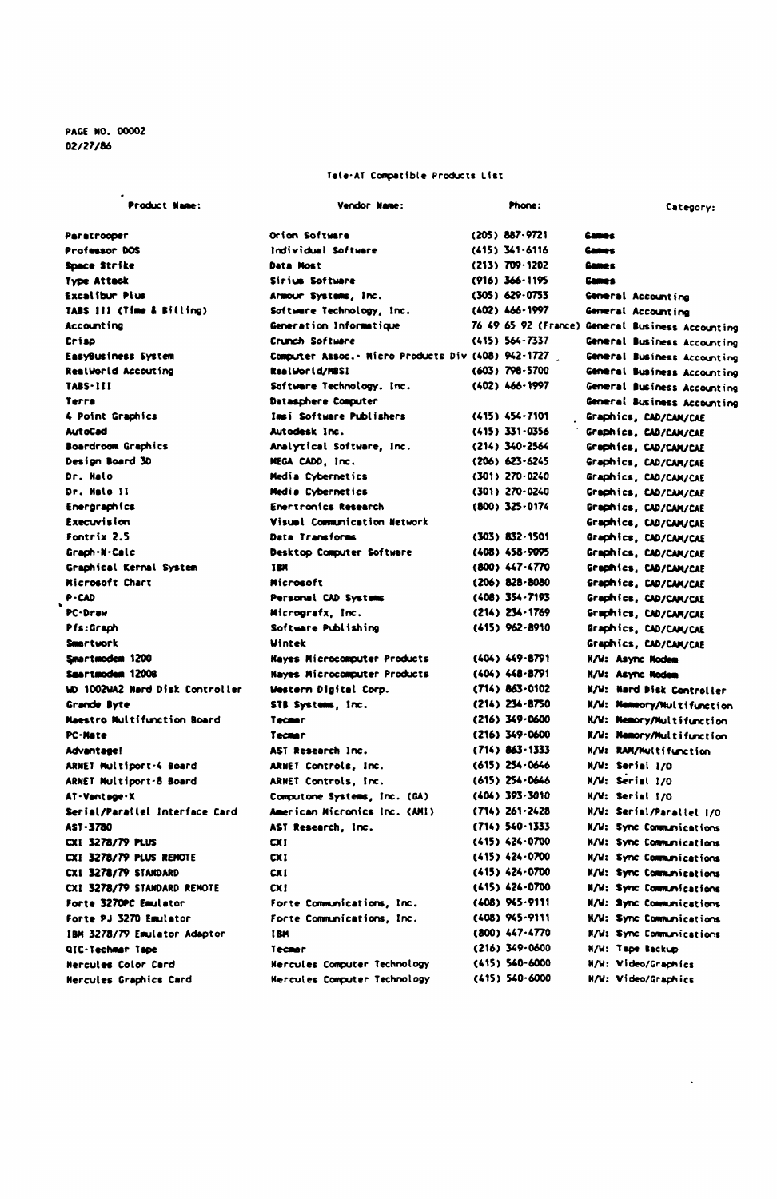PAGE NO. 00002
02/27/86

Tele-AT Compatible Products List

| Product Name: | Vendor Name: | Phone: | Category: |
|---|---|---|---|
| Paratrooper | Orion Software | (205) 887-9721 | Games |
| Professor DOS | Individual Software | (415) 341-6116 | Games |
| Space Strike | Data Most | (213) 709-1202 | Games |
| Type Attack | Sirius Software | (916) 366-1195 | Games |
| Excalibur Plus | Armour Systems, Inc. | (305) 629-0753 | General Accounting |
| TABS III (Time & Billing) | Software Technology, Inc. | (402) 466-1997 | General Accounting |
| Accounting | Generation Informatique | 76 49 65 92 (France) | General Business Accounting |
| Crisp | Crunch Software | (415) 564-7337 | General Business Accounting |
| EasyBusiness System | Computer Assoc.- Micro Products Div | (408) 942-1727 | General Business Accounting |
| RealWorld Accouting | RealWorld/MBSI | (603) 798-5700 | General Business Accounting |
| TABS-III | Software Technology, Inc. | (402) 466-1997 | General Business Accounting |
| Terra | Datasphere Computer | | General Business Accounting |
| 4 Point Graphics | Imsi Software Publishers | (415) 454-7101 | Graphics, CAD/CAM/CAE |
| AutoCad | Autodesk Inc. | (415) 331-0356 | Graphics, CAD/CAM/CAE |
| Boardroom Graphics | Analytical Software, Inc. | (214) 340-2564 | Graphics, CAD/CAM/CAE |
| Design Board 3D | MEGA CADD, Inc. | (206) 623-6245 | Graphics, CAD/CAM/CAE |
| Dr. Halo | Media Cybernetics | (301) 270-0240 | Graphics, CAD/CAM/CAE |
| Dr. Halo II | Media Cybernetics | (301) 270-0240 | Graphics, CAD/CAM/CAE |
| Energraphics | Enertronics Research | (800) 325-0174 | Graphics, CAD/CAM/CAE |
| Execuvision | Visual Communication Network | | Graphics, CAD/CAM/CAE |
| Fontrix 2.5 | Data Transforms | (303) 832-1501 | Graphics, CAD/CAM/CAE |
| Graph-N-Calc | Desktop Computer Software | (408) 458-9095 | Graphics, CAD/CAM/CAE |
| Graphical Kernal System | IBM | (800) 447-4770 | Graphics, CAD/CAM/CAE |
| Microsoft Chart | Microsoft | (206) 828-8080 | Graphics, CAD/CAM/CAE |
| P-CAD | Personal CAD Systems | (408) 354-7193 | Graphics, CAD/CAM/CAE |
| PC-Draw | Micrografx, Inc. | (214) 234-1769 | Graphics, CAD/CAM/CAE |
| Pfs:Graph | Software Publishing | (415) 962-8910 | Graphics, CAD/CAM/CAE |
| Smartwork | Wintek | | Graphics, CAD/CAM/CAE |
| Smartmodem 1200 | Hayes Microcomputer Products | (404) 449-8791 | H/W: Async Modem |
| Smartmodem 1200B | Hayes Microcomputer Products | (404) 448-8791 | H/W: Async Modem |
| WD 1002WA2 Hard Disk Controller | Western Digital Corp. | (714) 863-0102 | H/W: Hard Disk Controller |
| Grande Byte | STB Systems, Inc. | (214) 234-8750 | H/W: Memory/Multifunction |
| Maestro Multifunction Board | Tecmar | (216) 349-0600 | H/W: Memory/Multifunction |
| PC-Mate | Tecmar | (216) 349-0600 | H/W: Memory/Multifunction |
| Advantage! | AST Research Inc. | (714) 863-1333 | H/W: RAM/Multifunction |
| ARNET Multiport-4 Board | ARNET Controls, Inc. | (615) 254-0646 | H/W: Serial I/O |
| ARNET Multiport-8 Board | ARNET Controls, Inc. | (615) 254-0646 | H/W: Serial I/O |
| AT-Vantage-X | Computone Systems, Inc. (GA) | (404) 393-3010 | H/W: Serial I/O |
| Serial/Parallel Interface Card | American Micronics Inc. (AMI) | (714) 261-2428 | H/W: Serial/Parallel I/O |
| AST-3780 | AST Research, Inc. | (714) 540-1333 | H/W: Sync Communications |
| CXI 3278/79 PLUS | CXI | (415) 424-0700 | H/W: Sync Communications |
| CXI 3278/79 PLUS REMOTE | CXI | (415) 424-0700 | H/W: Sync Communications |
| CXI 3278/79 STANDARD | CXI | (415) 424-0700 | H/W: Sync Communications |
| CXI 3278/79 STANDARD REMOTE | CXI | (415) 424-0700 | H/W: Sync Communications |
| Forte 3270PC Emulator | Forte Communications, Inc. | (408) 945-9111 | H/W: Sync Communications |
| Forte PJ 3270 Emulator | Forte Communications, Inc. | (408) 945-9111 | H/W: Sync Communications |
| IBM 3278/79 Emulator Adaptor | IBM | (800) 447-4770 | H/W: Sync Communications |
| QIC-Techmar Tape | Tecmar | (216) 349-0600 | H/W: Tape Backup |
| Hercules Color Card | Hercules Computer Technology | (415) 540-6000 | H/W: Video/Graphics |
| Hercules Graphics Card | Hercules Computer Technology | (415) 540-6000 | H/W: Video/Graphics |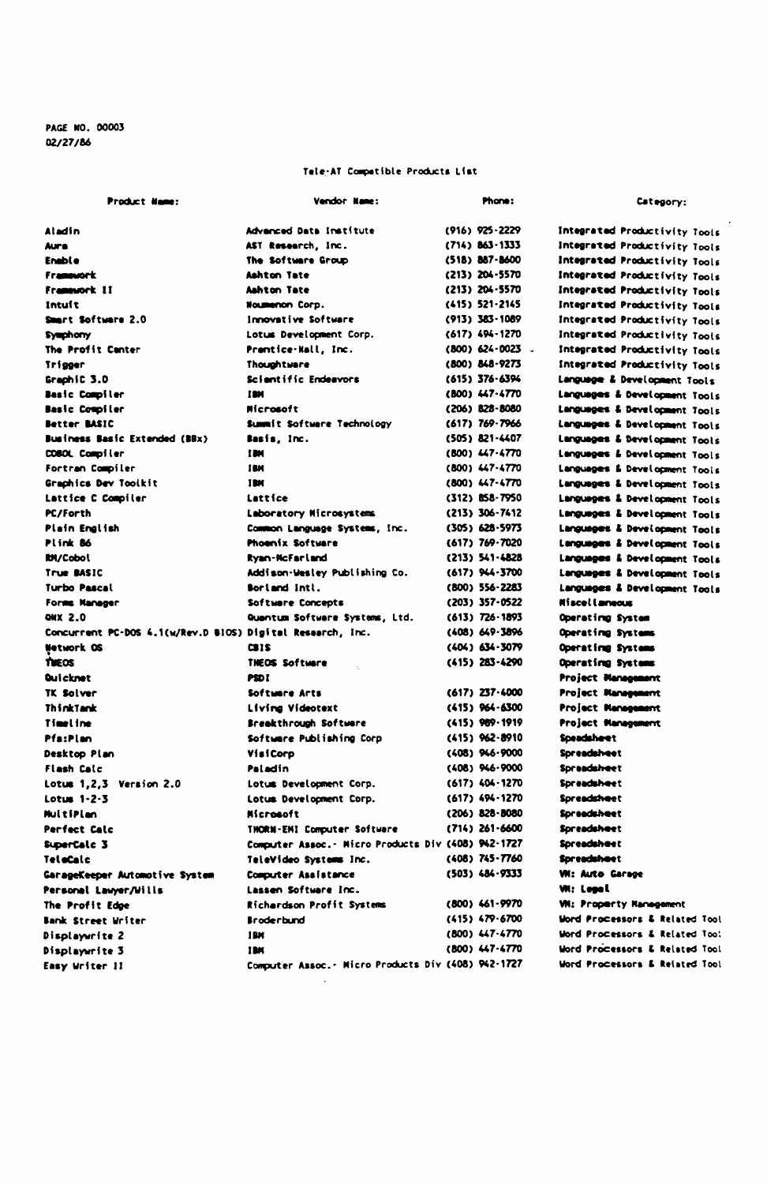Tele-AT Compatible Products List

| Product Name: | Vendor Name: | Phone: | Category: |
|---|---|---|---|
| Aladin | Advanced Data Institute | (916) 925-2229 | Integrated Productivity Tools |
| Aura | AST Research, Inc. | (714) 863-1333 | Integrated Productivity Tools |
| Enable | The Software Group | (518) 887-8600 | Integrated Productivity Tools |
| Framework | Ashton Tate | (213) 204-5570 | Integrated Productivity Tools |
| Framework II | Ashton Tate | (213) 204-5570 | Integrated Productivity Tools |
| Intuit | Noumenon Corp. | (415) 521-2145 | Integrated Productivity Tools |
| Smart Software 2.0 | Innovative Software | (913) 383-1089 | Integrated Productivity Tools |
| Symphony | Lotus Development Corp. | (617) 494-1270 | Integrated Productivity Tools |
| The Profit Center | Prentice-Hall, Inc. | (800) 624-0023 | Integrated Productivity Tools |
| Trigger | Thoughtware | (800) 848-9273 | Integrated Productivity Tools |
| GraphiC 3.0 | Scientific Endeavors | (615) 376-6394 | Language & Development Tools |
| Basic Compiler | IBM | (800) 447-4770 | Languages & Development Tools |
| Basic Compiler | Microsoft | (206) 828-8080 | Languages & Development Tools |
| Better BASIC | Summit Software Technology | (617) 769-7966 | Languages & Development Tools |
| Business Basic Extended (BBx) | Basis, Inc. | (505) 821-4407 | Languages & Development Tools |
| COBOL Compiler | IBM | (800) 447-4770 | Languages & Development Tools |
| Fortran Compiler | IBM | (800) 447-4770 | Languages & Development Tools |
| Graphics Dev Toolkit | IBM | (800) 447-4770 | Languages & Development Tools |
| Lattice C Compiler | Lattice | (312) 858-7950 | Languages & Development Tools |
| PC/Forth | Laboratory Microsystems | (213) 306-7412 | Languages & Development Tools |
| Plain English | Common Language Systems, Inc. | (305) 628-5973 | Languages & Development Tools |
| Plink 86 | Phoenix Software | (617) 769-7020 | Languages & Development Tools |
| RM/Cobol | Ryan-McFarland | (213) 541-4828 | Languages & Development Tools |
| True BASIC | Addison-Wesley Publishing Co. | (617) 944-3700 | Languages & Development Tools |
| Turbo Pascal | Borland Intl. | (800) 556-2283 | Languages & Development Tools |
| Forms Manager | Software Concepts | (203) 357-0522 | Miscellaneous |
| QNX 2.0 | Quantum Software Systems, Ltd. | (613) 726-1893 | Operating System |
| Concurrent PC-DOS 4.1(w/Rev.D BIOS) | Digital Research, Inc. | (408) 649-3896 | Operating Systems |
| Network OS | CBIS | (404) 634-3079 | Operating Systems |
| THEOS | THEOS Software | (415) 283-4290 | Operating Systems |
| Quicknet | PSDI | | Project Management |
| TK Solver | Software Arts | (617) 237-4000 | Project Management |
| ThinkTank | Living Videotext | (415) 964-6300 | Project Management |
| Timeline | Breakthrough Software | (415) 989-1919 | Project Management |
| Pfs:Plan | Software Publishing Corp | (415) 962-8910 | Speadsheet |
| Desktop Plan | VisiCorp | (408) 946-9000 | Spreadsheet |
| Flash Calc | Paladin | (408) 946-9000 | Spreadsheet |
| Lotus 1,2,3 Version 2.0 | Lotus Development Corp. | (617) 404-1270 | Spreadsheet |
| Lotus 1-2-3 | Lotus Development Corp. | (617) 494-1270 | Spreadsheet |
| MultiPlan | Microsoft | (206) 828-8080 | Spreadsheet |
| Perfect Calc | THORN-EMI Computer Software | (714) 261-6600 | Spreadsheet |
| SuperCalc 3 | Computer Assoc.- Micro Products Div | (408) 942-1727 | Spreadsheet |
| TeleCalc | TeleVideo Systems Inc. | (408) 745-7760 | Spreadsheet |
| GarageKeeper Automotive System | Computer Assistance | (503) 484-9333 | VM: Auto Garage |
| Personal Lawyer/Wills | Lassen Software Inc. | | VM: Legal |
| The Profit Edge | Richardson Profit Systems | (800) 461-9970 | VM: Property Management |
| Bank Street Writer | Broderbund | (415) 479-6700 | Word Processors & Related Tool |
| Displaywrite 2 | IBM | (800) 447-4770 | Word Processors & Related Tool |
| Displaywrite 3 | IBM | (800) 447-4770 | Word Processors & Related Tool |
| Easy Writer II | Computer Assoc.- Micro Products Div | (408) 942-1727 | Word Processors & Related Tool |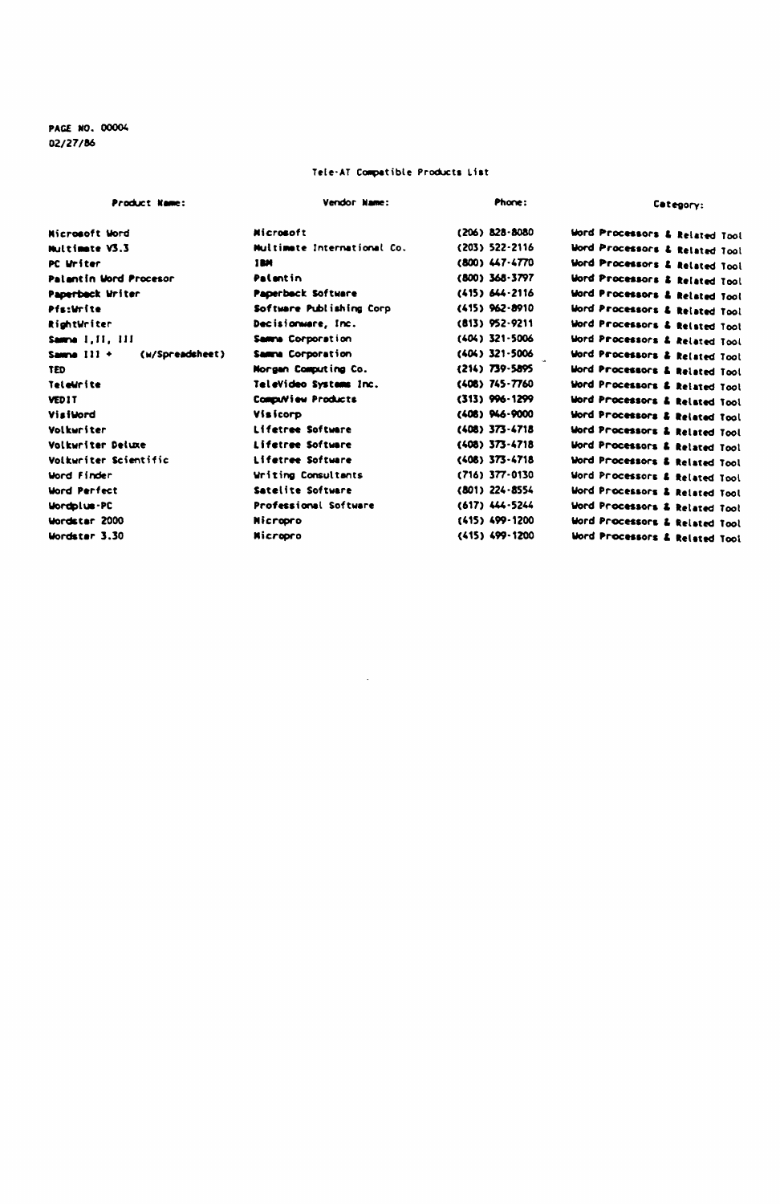# Tele-AT Compatible Products List

| Product Name: | Vendor Name: | Phone: | Category: |
|---|---|---|---|
| Microsoft Word | Microsoft | (206) 828-8080 | Word Processors & Related Tool |
| Multimate V3.3 | Multimate International Co. | (203) 522-2116 | Word Processors & Related Tool |
| PC Writer | IBM | (800) 447-4770 | Word Processors & Related Tool |
| Palantin Word Procesor | Palantin | (800) 368-3797 | Word Processors & Related Tool |
| Paperback Writer | Paperback Software | (415) 644-2116 | Word Processors & Related Tool |
| Pfs:Write | Software Publishing Corp | (415) 962-8910 | Word Processors & Related Tool |
| RightWriter | Decisionware, Inc. | (813) 952-9211 | Word Processors & Related Tool |
| Samna I,II, III | Samna Corporation | (404) 321-5006 | Word Processors & Related Tool |
| Samna III + (w/Spreadsheet) | Samna Corporation | (404) 321-5006 | Word Processors & Related Tool |
| TED | Morgan Computing Co. | (214) 739-5895 | Word Processors & Related Tool |
| TeleWrite | TeleVideo Systems Inc. | (408) 745-7760 | Word Processors & Related Tool |
| VEDIT | CompuView Products | (313) 996-1299 | Word Processors & Related Tool |
| VisiWord | Visicorp | (408) 946-9000 | Word Processors & Related Tool |
| Volkwriter | Lifetree Software | (408) 373-4718 | Word Processors & Related Tool |
| Volkwriter Deluxe | Lifetree Software | (408) 373-4718 | Word Processors & Related Tool |
| Volkwriter Scientific | Lifetree Software | (408) 373-4718 | Word Processors & Related Tool |
| Word Finder | Writing Consultants | (716) 377-0130 | Word Processors & Related Tool |
| Word Perfect | Satelite Software | (801) 224-8554 | Word Processors & Related Tool |
| Wordplus-PC | Professional Software | (617) 444-5244 | Word Processors & Related Tool |
| Wordstar 2000 | Micropro | (415) 499-1200 | Word Processors & Related Tool |
| Wordstar 3.30 | Micropro | (415) 499-1200 | Word Processors & Related Tool |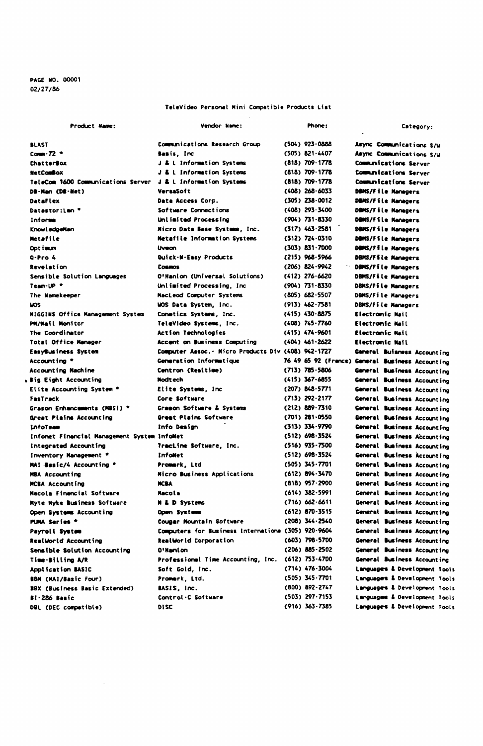PAGE NO. 00001
02/27/86

TeleVideo Personal Mini Compatible Products List

| Product Name: | Vendor Name: | Phone: | Category: |
|---|---|---|---|
| BLAST | Communications Research Group | (504) 923-0888 | Async Communications S/W |
| Comm-72 * | Basis, Inc | (505) 821-4407 | Async Communications S/W |
| ChatterBox | J & L Information Systems | (818) 709-1778 | Communications Server |
| NetComBox | J & L Information Systems | (818) 709-1778 | Communications Server |
| TeleCom 1600 Communications Server | J & L Information Systems | (818) 709-1778 | Communications Server |
| DB-Man (DB-Net) | VersaSoft | (408) 268-6033 | DBMS/File Managers |
| DataFlex | Data Access Corp. | (305) 238-0012 | DBMS/File Managers |
| Datastor:Lan * | Software Connections | (408) 293-3400 | DBMS/File Managers |
| Informa | Unlimited Processing | (904) 731-8330 | DBMS/File Managers |
| KnowledgeMan | Micro Data Base Systems, Inc. | (317) 463-2581 | DBMS/File Managers |
| Metafile | Metafile Information Systems | (312) 724-0310 | DBMS/File Managers |
| Optimum | Uveon | (303) 831-7000 | DBMS/File Managers |
| Q-Pro 4 | Quick-N-Easy Products | (215) 968-5966 | DBMS/File Managers |
| Revelation | Cosmos | (206) 824-9942 | DBMS/File Managers |
| Sensible Solution Languages | O'Hanlon (Universal Solutions) | (412) 276-6620 | DBMS/File Managers |
| Team-UP * | Unlimited Processing, Inc | (904) 731-8330 | DBMS/File Managers |
| The Namekeeper | MacLeod Computer Systems | (805) 682-5507 | DBMS/File Managers |
| WOS | WOS Data System, Inc. | (913) 462-7581 | DBMS/File Managers |
| HIGGINS Office Management System | Conetics Systems, Inc. | (415) 430-8875 | Electronic Mail |
| PM/Mail Monitor | TeleVideo Systems, Inc. | (408) 745-7760 | Electronic Mail |
| The Coordinator | Action Technologies | (415) 474-9601 | Electronic Mail |
| Total Office Manager | Accent on Business Computing | (404) 461-2622 | Electronic Mail |
| EasyBusiness System | Computer Assoc.- Micro Products Div | (408) 942-1727 | General Buisness Accounting |
| Accounting * | Generation Informatique | 76 49 65 92 (France) | General Business Accounting |
| Accounting Machine | Centron (Realtime) | (713) 785-5806 | General Business Accounting |
| Big Eight Accounting | Modtech | (415) 367-6855 | General Business Accounting |
| Elite Accounting System * | Elite Systems, Inc | (207) 848-5771 | General Business Accounting |
| FasTrack | Core Software | (713) 292-2177 | General Business Accounting |
| Grason Enhancements (MBSI) * | Grason Software & Systems | (212) 889-7310 | General Business Accounting |
| Great Plains Accounting | Great Plains Software | (701) 281-0550 | General Business Accounting |
| InfoTeam | Info Design | (313) 334-9790 | General Business Accounting |
| Infonet Financial Management System | InfoNet | (512) 698-3524 | General Business Accounting |
| Integrated Accounting | TracLine Software, Inc. | (516) 935-7500 | General Business Accounting |
| Inventory Management * | InfoNet | (512) 698-3524 | General Business Accounting |
| MAI Basic/4 Accounting * | Promark, Ltd | (505) 345-7701 | General Business Accounting |
| MBA Accounting | Micro Business Applications | (612) 894-3470 | General Business Accounting |
| MCBA Accounting | MCBA | (818) 957-2900 | General Business Accounting |
| Macola Financial Software | Macola | (614) 382-5991 | General Business Accounting |
| Myte Myke Business Software | M & D Systems | (716) 662-6611 | General Business Accounting |
| Open Systems Accounting | Open Systems | (612) 870-3515 | General Business Accounting |
| PUMA Series * | Cougar Mountain Software | (208) 344-2540 | General Business Accounting |
| Payroll System | Computers for Business Internationa | (305) 920-9604 | General Business Accounting |
| RealWorld Accounting | RealWorld Corporation | (603) 798-5700 | General Business Accounting |
| Sensible Solution Accounting | O'Hanlon | (206) 885-2502 | General Business Accounting |
| Time-Billing A/R | Professional Time Accounting, Inc. | (612) 753-4700 | General Business Accounting |
| Application BASIC | Soft Gold, Inc. | (714) 476-3004 | Languages & Development Tools |
| BBM (MAI/Basic Four) | Promark, Ltd. | (505) 345-7701 | Languages & Development Tools |
| BBX (Business Basic Extended) | BASIS, Inc. | (800) 892-2747 | Languages & Development Tools |
| BI-286 Basic | Control-C Software | (503) 297-7153 | Languages & Development Tools |
| DBL (DEC compatible) | DISC | (916) 363-7385 | Languages & Development Tools |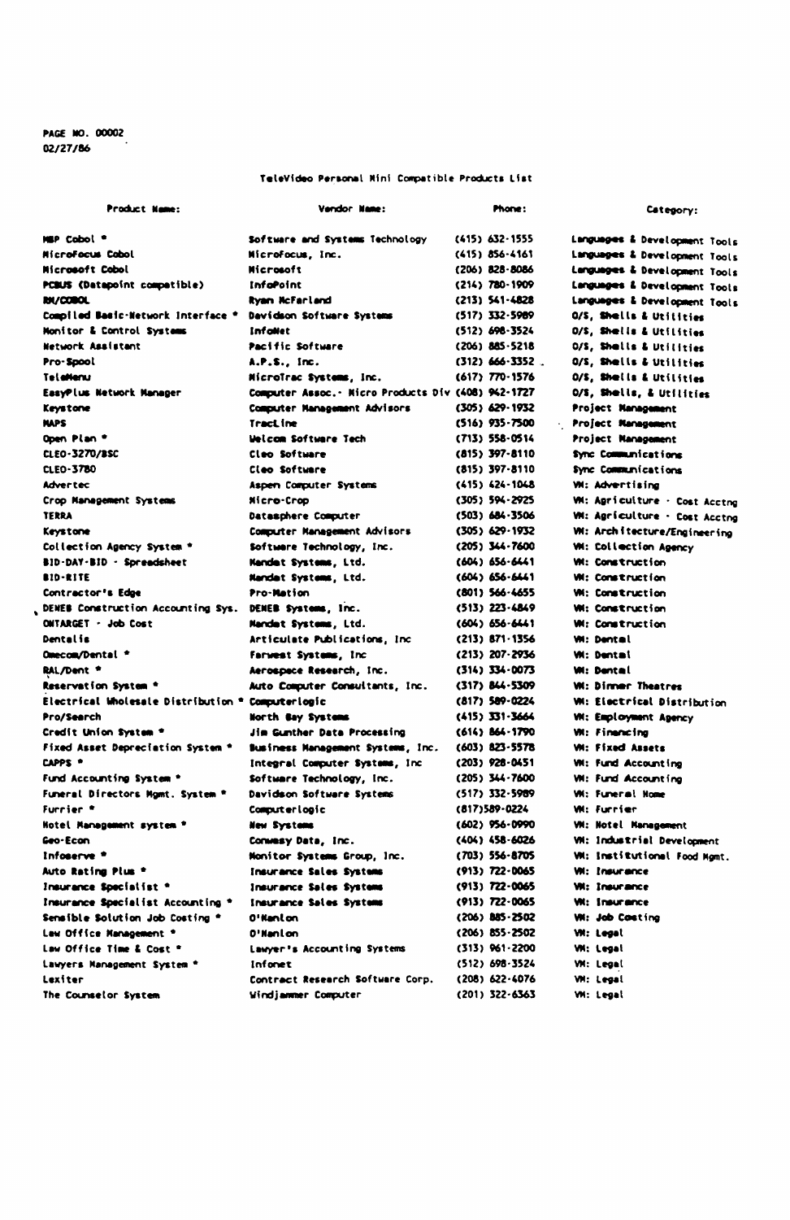PAGE NO. 00002
02/27/86

TeleVideo Personal Mini Compatible Products List

| Product Name: | Vendor Name: | Phone: | Category: |
|---|---|---|---|
| MBP Cobol * | Software and Systems Technology | (415) 632-1555 | Languages & Development Tools |
| MicroFocus Cobol | MicroFocus, Inc. | (415) 856-4161 | Languages & Development Tools |
| Microsoft Cobol | Microsoft | (206) 828-8086 | Languages & Development Tools |
| PCBUS (Datapoint compatible) | InfoPoint | (214) 780-1909 | Languages & Development Tools |
| RM/COBOL | Ryan McFarland | (213) 541-4828 | Languages & Development Tools |
| Compiled Basic-Network Interface * | Davidson Software Systems | (517) 332-5989 | O/S, Shells & Utilities |
| Monitor & Control Systems | InfoNet | (512) 698-3524 | O/S, Shells & Utilities |
| Network Assistant | Pacific Software | (206) 885-5218 | O/S, Shells & Utilities |
| Pro-Spool | A.P.S., Inc. | (312) 666-3352 | O/S, Shells & Utilities |
| TeleMenu | MicroTrac Systems, Inc. | (617) 770-1576 | O/S, Shells & Utilities |
| EasyPlus Network Manager | Computer Assoc.- Micro Products Div | (408) 942-1727 | O/S, Shells, & Utilities |
| Keystone | Computer Management Advisors | (305) 629-1932 | Project Management |
| MAPS | TractLine | (516) 935-7500 | Project Management |
| Open Plan * | Welcom Software Tech | (713) 558-0514 | Project Management |
| CLEO-3270/BSC | Cleo Software | (815) 397-8110 | Sync Communications |
| CLEO-3780 | Cleo Software | (815) 397-8110 | Sync Communications |
| Advertec | Aspen Computer Systems | (415) 424-1048 | VM: Advertising |
| Crop Management Systems | Micro-Crop | (305) 594-2925 | VM: Agriculture - Cost Acctng |
| TERRA | Datasphere Computer | (503) 684-3506 | VM: Agriculture - Cost Acctng |
| Keystone | Computer Management Advisors | (305) 629-1932 | VM: Architecture/Engineering |
| Collection Agency System * | Software Technology, Inc. | (205) 344-7600 | VM: Collection Agency |
| BID-DAY-BID - Spreadsheet | Mandat Systems, Ltd. | (604) 656-6441 | VM: Construction |
| BID-RITE | Mandat Systems, Ltd. | (604) 656-6441 | VM: Construction |
| Contractor's Edge | Pro-Mation | (801) 566-4655 | VM: Construction |
| DENEB Construction Accounting Sys. | DENEB Systems, Inc. | (513) 223-4849 | VM: Construction |
| ONTARGET - Job Cost | Mandat Systems, Ltd. | (604) 656-6441 | VM: Construction |
| Dentalis | Articulate Publications, Inc | (213) 871-1356 | VM: Dental |
| Omecom/Dental * | Farwest Systems, Inc | (213) 207-2936 | VM: Dental |
| RAL/Dent * | Aerospace Research, Inc. | (314) 334-0073 | VM: Dental |
| Reservation System * | Auto Computer Consultants, Inc. | (317) 844-5309 | VM: Dinner Theatres |
| Electrical Wholesale Distribution * | Computerlogic | (817) 589-0224 | VM: Electrical Distribution |
| Pro/Search | North Bay Systems | (415) 331-3664 | VM: Employment Agency |
| Credit Union System * | Jim Gunther Data Processing | (614) 864-1790 | VM: Financing |
| Fixed Asset Depreciation System * | Business Management Systems, Inc. | (603) 823-5578 | VM: Fixed Assets |
| CAPPS * | Integral Computer Systems, Inc | (203) 928-0451 | VM: Fund Accounting |
| Fund Accounting System * | Software Technology, Inc. | (205) 344-7600 | VM: Fund Accounting |
| Funeral Directors Mgmt. System * | Davidson Software Systems | (517) 332-5989 | VM: Funeral Home |
| Furrier * | Computerlogic | (817)589-0224 | VM: Furrier |
| Hotel Management system * | New Systems | (602) 956-0990 | VM: Hotel Management |
| Geo-Econ | Conway Data, Inc. | (404) 458-6026 | VM: Industrial Development |
| Infoserve * | Monitor Systems Group, Inc. | (703) 556-8705 | VM: Institutional Food Mgmt. |
| Auto Rating Plus * | Insurance Sales Systems | (913) 722-0065 | VM: Insurance |
| Insurance Specialist * | Insurance Sales Systems | (913) 722-0065 | VM: Insurance |
| Insurance Specialist Accounting * | Insurance Sales Systems | (913) 722-0065 | VM: Insurance |
| Sensible Solution Job Costing * | O'Hanlon | (206) 885-2502 | VM: Job Costing |
| Law Office Management * | O'Hanlon | (206) 855-2502 | VM: Legal |
| Law Office Time & Cost * | Lawyer's Accounting Systems | (313) 961-2200 | VM: Legal |
| Lawyers Management System * | Infonet | (512) 698-3524 | VM: Legal |
| Lexiter | Contract Research Software Corp. | (208) 622-4076 | VM: Legal |
| The Counselor System | Windjammer Computer | (201) 322-6363 | VM: Legal |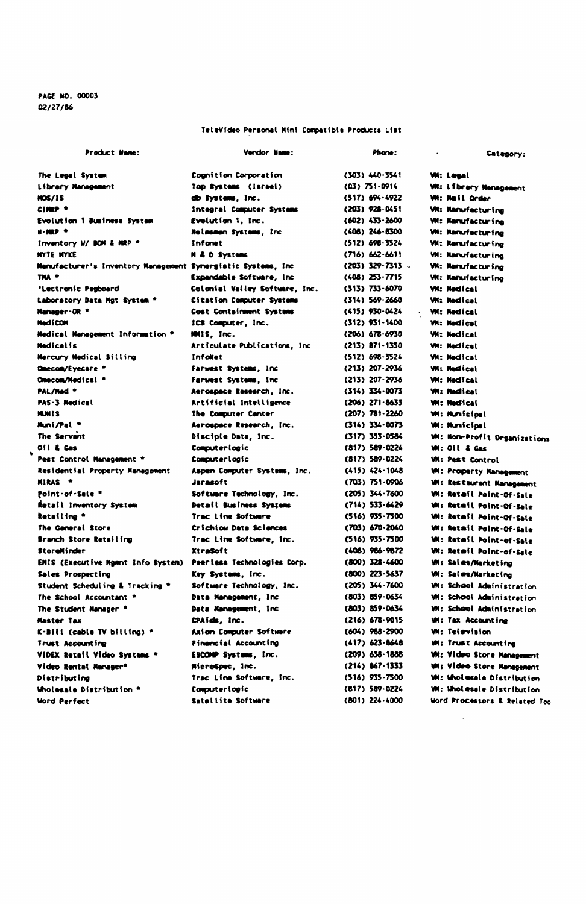PAGE NO. 00003
02/27/86

TeleVideo Personal Mini Compatible Products List

| Product Name: | Vendor Name: | Phone: | Category: |
|---|---|---|---|
| The Legal System | Cognition Corporation | (303) 440-3541 | VM: Legal |
| Library Management | Top Systems (Israel) | (03) 751-0914 | VM: Library Management |
| MOS/IS | db Systems, Inc. | (517) 694-4922 | VM: Mail Order |
| CIMRP * | Integral Computer Systems | (203) 928-0451 | VM: Manufacturing |
| Evolution 1 Business System | Evolution 1, Inc. | (602) 433-2600 | VM: Manufacturing |
| H-MRP * | Helmsman Systems, Inc | (408) 246-8300 | VM: Manufacturing |
| Inventory W/ BOM & MRP * | Infonet | (512) 698-3524 | VM: Manufacturing |
| MYTE MYKE | M & D Systems | (716) 662-6611 | VM: Manufacturing |
| Manufacturer's Inventory Management | Synergistic Systems, Inc | (203) 329-7313 | VM: Manufacturing |
| TMA * | Expendable Software, Inc | (408) 253-7715 | VM: Manufacturing |
| 'Lectronic Pegboard | Colonial Valley Software, Inc. | (313) 733-6070 | VM: Medical |
| Laboratory Data Mgt System * | Citation Computer Systems | (314) 569-2660 | VM: Medical |
| Manager-OR * | Cost Containment Systems | (415) 930-0424 | VM: Medical |
| MediCOM | ICS Computer, Inc. | (312) 931-1400 | VM: Medical |
| Medical Management Information * | MMIS, Inc. | (206) 678-6930 | VM: Medical |
| Medicalis | Articulate Publications, Inc | (213) 871-1350 | VM: Medical |
| Mercury Medical Billing | InfoNet | (512) 698-3524 | VM: Medical |
| Omecom/Eyecare * | Farwest Systems, Inc | (213) 207-2936 | VM: Medical |
| Omecom/Medical * | Farwest Systems, Inc | (213) 207-2936 | VM: Medical |
| PAL/Med * | Aerospace Research, Inc. | (314) 334-0073 | VM: Medical |
| PAS-3 Medical | Artificial Intelligence | (206) 271-8633 | VM: Medical |
| MUNIS | The Computer Center | (207) 781-2260 | VM: Municipal |
| Muni/Pal * | Aerospace Research, Inc. | (314) 334-0073 | VM: Municipal |
| The Servant | Disciple Data, Inc. | (317) 353-0584 | VM: Non-Profit Organizations |
| Oil & Gas | Computerlogic | (817) 589-0224 | VM: Oil & Gas |
| Pest Control Management * | Computerlogic | (817) 589-0224 | VM: Pest Control |
| Residential Property Management | Aspen Computer Systems, Inc. | (415) 424-1048 | VM: Property Management |
| MIRAS * | Jarasoft | (703) 751-0906 | VM: Restaurant Management |
| Point-of-Sale * | Software Technology, Inc. | (205) 344-7600 | VM: Retail Point-Of-Sale |
| Retail Inventory System | Detail Business Systems | (714) 533-6429 | VM: Retail Point-Of-Sale |
| Retailing * | Trac Line Software | (516) 935-7500 | VM: Retail Point-Of-Sale |
| The General Store | Crichlow Data Sciences | (703) 670-2040 | VM: Retail Point-Of-Sale |
| Branch Store Retailing | Trac Line Software, Inc. | (516) 935-7500 | VM: Retail Point-of-Sale |
| StoreMinder | XtraSoft | (408) 986-9872 | VM: Retail Point-of-Sale |
| EMIS (Executive Mgmnt Info System) | Peerless Technologies Corp. | (800) 328-4600 | VM: Sales/Marketing |
| Sales Prospecting | Key Systems, Inc. | (800) 223-5637 | VM: Sales/Marketing |
| Student Scheduling & Tracking * | Software Technology, Inc. | (205) 344-7600 | VM: School Administration |
| The School Accountant * | Data Management, Inc | (803) 859-0634 | VM: School Administration |
| The Student Manager * | Data Management, Inc | (803) 859-0634 | VM: School Administration |
| Master Tax | CPAids, Inc. | (216) 678-9015 | VM: Tax Accounting |
| K-Bill (cable TV billing) * | Axion Computer Software | (604) 988-2900 | VM: Television |
| Trust Accounting | Financial Accounting | (417) 623-8648 | VM: Trust Accounting |
| VIDEX Retail Video Systems * | ESCOMP Systems, Inc. | (209) 638-1888 | VM: Video Store Management |
| Video Rental Manager* | MicroSpec, Inc. | (214) 867-1333 | VM: Video Store Management |
| Distributing | Trac Line Software, Inc. | (516) 935-7500 | VM: Wholesale Distribution |
| Wholesale Distribution * | Computerlogic | (817) 589-0224 | VM: Wholesale Distribution |
| Word Perfect | Satellite Software | (801) 224-4000 | Word Processors & Related Too |